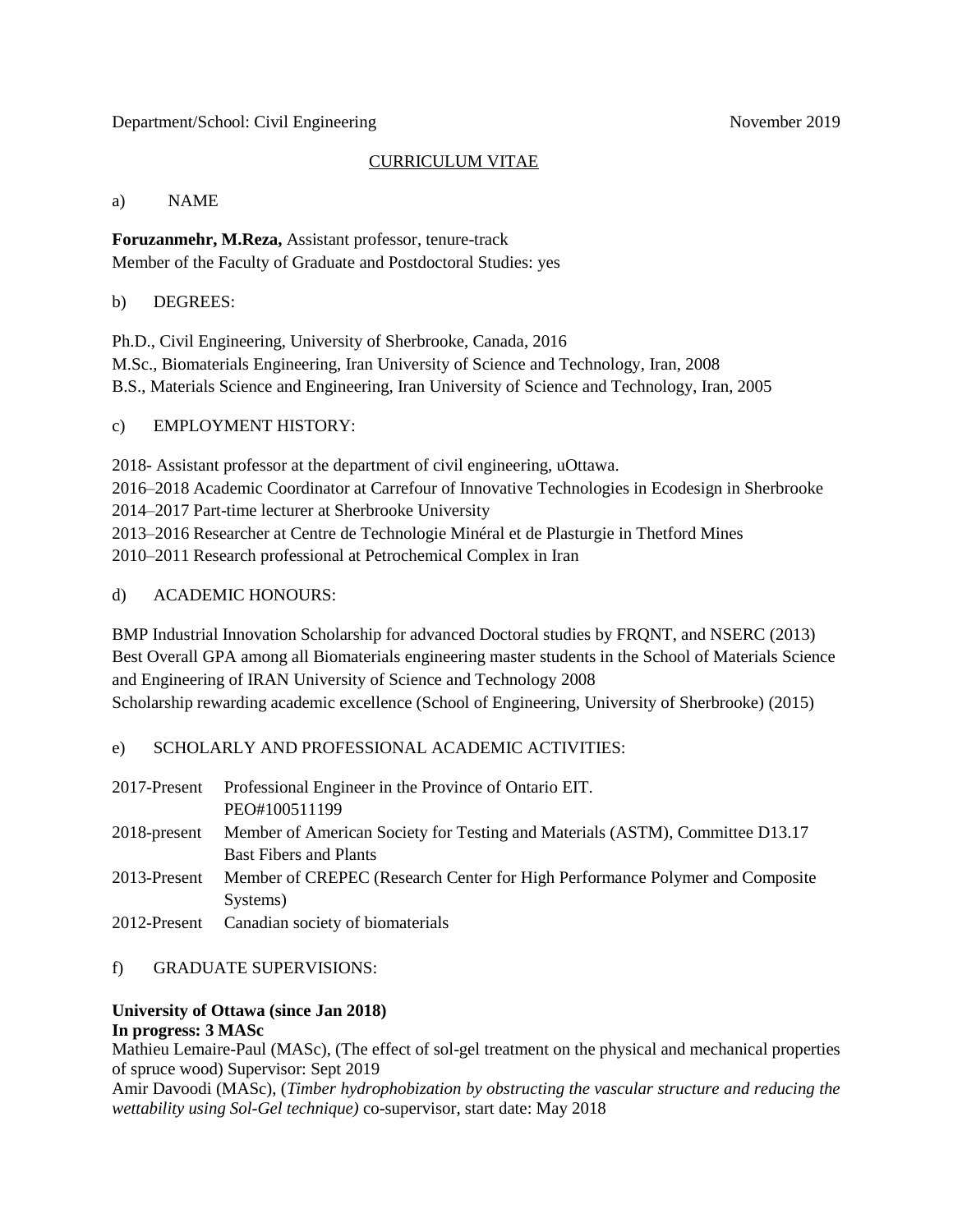Department/School: Civil Engineering November 2019

CURRICULUM VITAE

a) NAME

**Foruzanmehr, M.Reza,** Assistant professor, tenure-track
Member of the Faculty of Graduate and Postdoctoral Studies: yes

b) DEGREES:

Ph.D., Civil Engineering, University of Sherbrooke, Canada, 2016
M.Sc., Biomaterials Engineering, Iran University of Science and Technology, Iran, 2008
B.S., Materials Science and Engineering, Iran University of Science and Technology, Iran, 2005

c) EMPLOYMENT HISTORY:

2018- Assistant professor at the department of civil engineering, uOttawa.
2016–2018 Academic Coordinator at Carrefour of Innovative Technologies in Ecodesign in Sherbrooke
2014–2017 Part-time lecturer at Sherbrooke University
2013–2016 Researcher at Centre de Technologie Minéral et de Plasturgie in Thetford Mines
2010–2011 Research professional at Petrochemical Complex in Iran

d) ACADEMIC HONOURS:

BMP Industrial Innovation Scholarship for advanced Doctoral studies by FRQNT, and NSERC (2013)
Best Overall GPA among all Biomaterials engineering master students in the School of Materials Science and Engineering of IRAN University of Science and Technology 2008
Scholarship rewarding academic excellence (School of Engineering, University of Sherbrooke) (2015)

e) SCHOLARLY AND PROFESSIONAL ACADEMIC ACTIVITIES:

2017-Present Professional Engineer in the Province of Ontario EIT. PEO#100511199
2018-present Member of American Society for Testing and Materials (ASTM), Committee D13.17 Bast Fibers and Plants
2013-Present Member of CREPEC (Research Center for High Performance Polymer and Composite Systems)
2012-Present Canadian society of biomaterials

f) GRADUATE SUPERVISIONS:

**University of Ottawa (since Jan 2018)**
**In progress: 3 MASc**
Mathieu Lemaire-Paul (MASc), (The effect of sol-gel treatment on the physical and mechanical properties of spruce wood) Supervisor: Sept 2019
Amir Davoodi (MASc), (*Timber hydrophobization by obstructing the vascular structure and reducing the wettability using Sol-Gel technique)* co-supervisor, start date: May 2018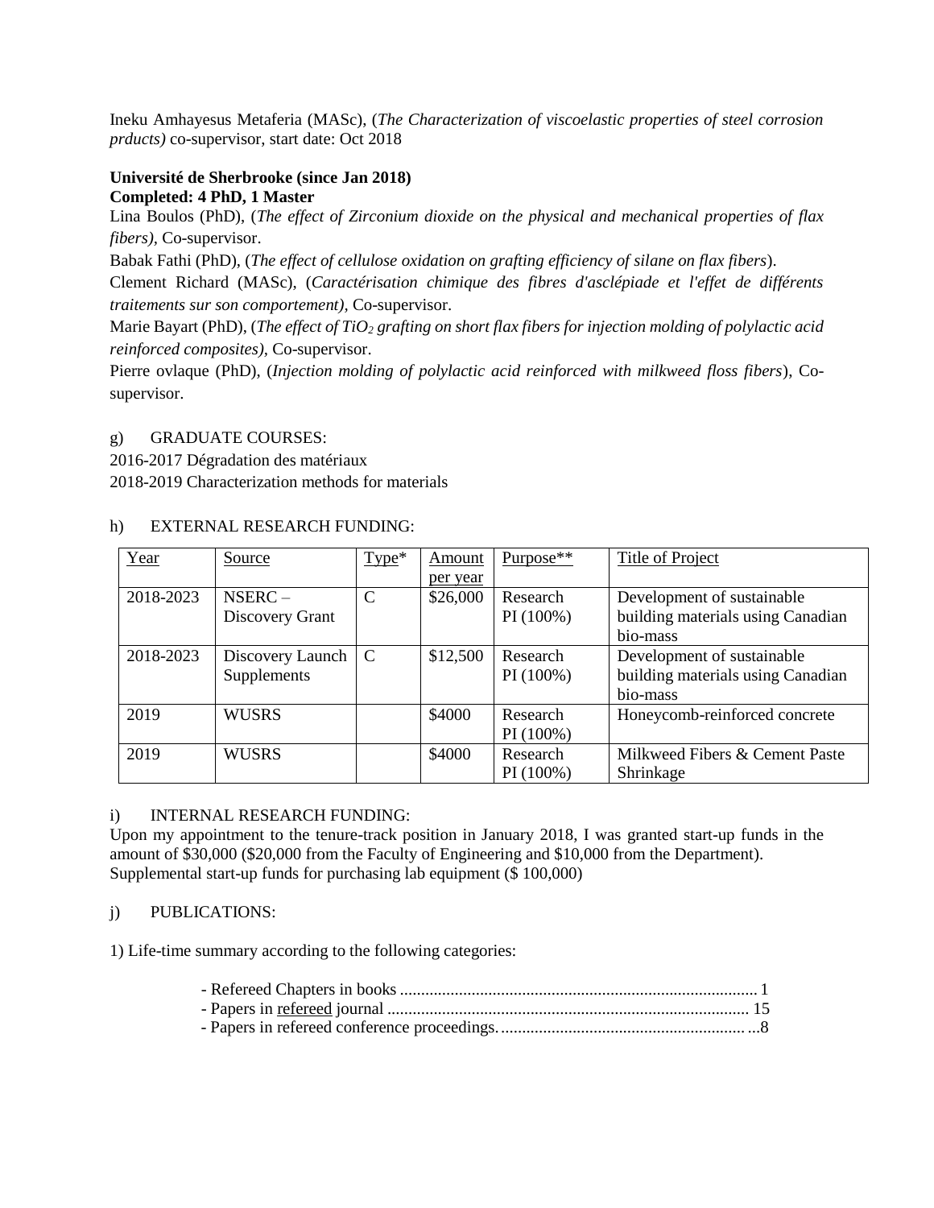Ineku Amhayesus Metaferia (MASc), (*The Characterization of viscoelastic properties of steel corrosion prducts)* co-supervisor, start date: Oct 2018

**Université de Sherbrooke (since Jan 2018)**
**Completed: 4 PhD, 1 Master**

Lina Boulos (PhD), (*The effect of Zirconium dioxide on the physical and mechanical properties of flax fibers),* Co-supervisor.

Babak Fathi (PhD), (*The effect of cellulose oxidation on grafting efficiency of silane on flax fibers*).

Clement Richard (MASc), (*Caractérisation chimique des fibres d'asclépiade et l'effet de différents traitements sur son comportement),* Co-supervisor.

Marie Bayart (PhD), (*The effect of $TiO_2$ grafting on short flax fibers for injection molding of polylactic acid reinforced composites),* Co-supervisor.

Pierre ovlaque (PhD), (*Injection molding of polylactic acid reinforced with milkweed floss fibers*), Co-supervisor.

g) GRADUATE COURSES:

2016-2017 Dégradation des matériaux

2018-2019 Characterization methods for materials

h) EXTERNAL RESEARCH FUNDING:

| Year | Source | Type* | Amount per year | Purpose** | Title of Project |
|---|---|---|---|---|---|
| 2018-2023 | NSERC – Discovery Grant | C | $26,000 | Research PI (100%) | Development of sustainable building materials using Canadian bio-mass |
| 2018-2023 | Discovery Launch Supplements | C | $12,500 | Research PI (100%) | Development of sustainable building materials using Canadian bio-mass |
| 2019 | WUSRS | | $4000 | Research PI (100%) | Honeycomb-reinforced concrete |
| 2019 | WUSRS | | $4000 | Research PI (100%) | Milkweed Fibers & Cement Paste Shrinkage |

i) INTERNAL RESEARCH FUNDING:

Upon my appointment to the tenure-track position in January 2018, I was granted start-up funds in the amount of $30,000 ($20,000 from the Faculty of Engineering and $10,000 from the Department). Supplemental start-up funds for purchasing lab equipment ($ 100,000)

j) PUBLICATIONS:

1) Life-time summary according to the following categories:

- Refereed Chapters in books .................................................................................... 1
- Papers in refereed journal ..................................................................................... 15
- Papers in refereed conference proceedings. ......................................................... ...8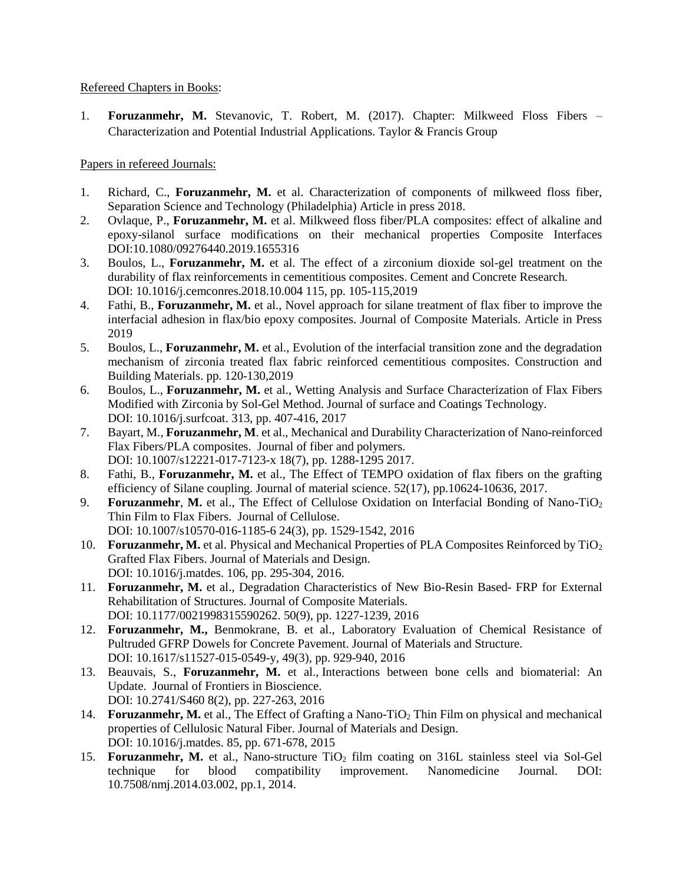<u>Refereed Chapters in Books</u>:

1. **Foruzanmehr, M.** Stevanovic, T. Robert, M. (2017). Chapter: Milkweed Floss Fibers – Characterization and Potential Industrial Applications. Taylor & Francis Group

<u>Papers in refereed Journals:</u>

1. Richard, C., **Foruzanmehr, M.** et al. Characterization of components of milkweed floss fiber, Separation Science and Technology (Philadelphia) Article in press 2018.
2. Ovlaque, P., **Foruzanmehr, M.** et al. Milkweed floss fiber/PLA composites: effect of alkaline and epoxy-silanol surface modifications on their mechanical properties Composite Interfaces DOI:10.1080/09276440.2019.1655316
3. Boulos, L., **Foruzanmehr, M.** et al. The effect of a zirconium dioxide sol-gel treatment on the durability of flax reinforcements in cementitious composites. Cement and Concrete Research. DOI: 10.1016/j.cemconres.2018.10.004 115, pp. 105-115,2019
4. Fathi, B., **Foruzanmehr, M.** et al., Novel approach for silane treatment of flax fiber to improve the interfacial adhesion in flax/bio epoxy composites. Journal of Composite Materials. Article in Press 2019
5. Boulos, L., **Foruzanmehr, M.** et al., Evolution of the interfacial transition zone and the degradation mechanism of zirconia treated flax fabric reinforced cementitious composites. Construction and Building Materials. pp. 120-130,2019
6. Boulos, L., **Foruzanmehr, M.** et al., Wetting Analysis and Surface Characterization of Flax Fibers Modified with Zirconia by Sol-Gel Method. Journal of surface and Coatings Technology. DOI: 10.1016/j.surfcoat. 313, pp. 407-416, 2017
7. Bayart, M., **Foruzanmehr, M**. et al., Mechanical and Durability Characterization of Nano-reinforced Flax Fibers/PLA composites. Journal of fiber and polymers. DOI: 10.1007/s12221-017-7123-x 18(7), pp. 1288-1295 2017.
8. Fathi, B., **Foruzanmehr, M.** et al., The Effect of TEMPO oxidation of flax fibers on the grafting efficiency of Silane coupling. Journal of material science. 52(17), pp.10624-10636, 2017.
9. **Foruzanmehr**, **M.** et al., The Effect of Cellulose Oxidation on Interfacial Bonding of Nano-$TiO_2$ Thin Film to Flax Fibers. Journal of Cellulose. DOI: 10.1007/s10570-016-1185-6 24(3), pp. 1529-1542, 2016
10. **Foruzanmehr, M.** et al. Physical and Mechanical Properties of PLA Composites Reinforced by $TiO_2$ Grafted Flax Fibers. Journal of Materials and Design. DOI: 10.1016/j.matdes. 106, pp. 295-304, 2016.
11. **Foruzanmehr, M.** et al., Degradation Characteristics of New Bio-Resin Based- FRP for External Rehabilitation of Structures. Journal of Composite Materials. DOI: 10.1177/0021998315590262. 50(9), pp. 1227-1239, 2016
12. **Foruzanmehr, M.,** Benmokrane, B. et al., Laboratory Evaluation of Chemical Resistance of Pultruded GFRP Dowels for Concrete Pavement. Journal of Materials and Structure. DOI: 10.1617/s11527-015-0549-y, 49(3), pp. 929-940, 2016
13. Beauvais, S., **Foruzanmehr, M.** et al., Interactions between bone cells and biomaterial: An Update. Journal of Frontiers in Bioscience. DOI: 10.2741/S460 8(2), pp. 227-263, 2016
14. **Foruzanmehr, M.** et al., The Effect of Grafting a Nano-$TiO_2$ Thin Film on physical and mechanical properties of Cellulosic Natural Fiber. Journal of Materials and Design. DOI: 10.1016/j.matdes. 85, pp. 671-678, 2015
15. **Foruzanmehr, M.** et al., Nano-structure $TiO_2$ film coating on 316L stainless steel via Sol-Gel technique for blood compatibility improvement. Nanomedicine Journal. DOI: 10.7508/nmj.2014.03.002, pp.1, 2014.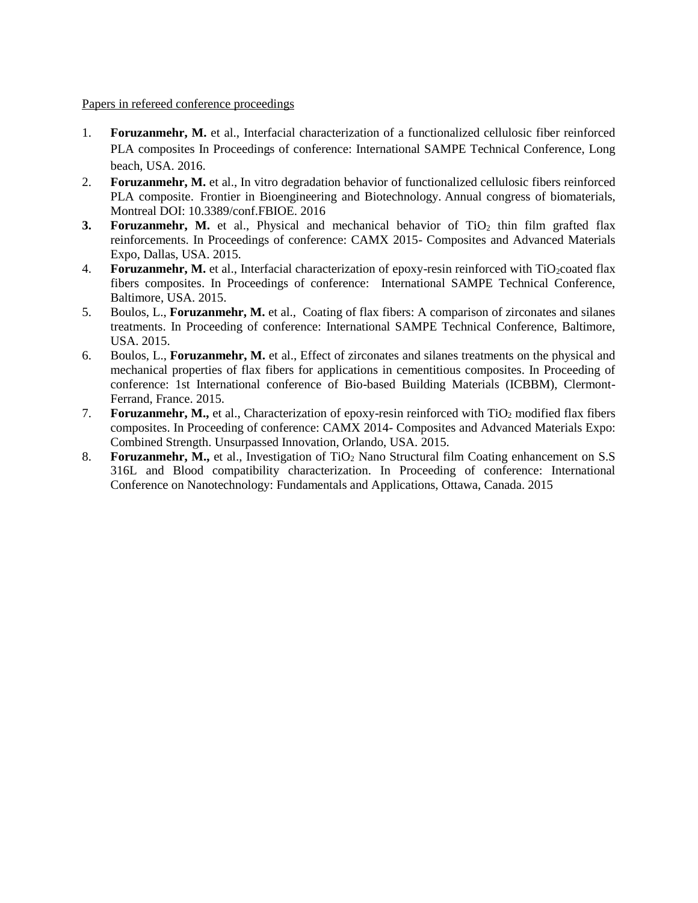Papers in refereed conference proceedings

1. **Foruzanmehr, M.** et al., Interfacial characterization of a functionalized cellulosic fiber reinforced PLA composites In Proceedings of conference: International SAMPE Technical Conference, Long beach, USA. 2016.
2. **Foruzanmehr, M.** et al., In vitro degradation behavior of functionalized cellulosic fibers reinforced PLA composite. Frontier in Bioengineering and Biotechnology. Annual congress of biomaterials, Montreal DOI: 10.3389/conf.FBIOE. 2016
3. **Foruzanmehr, M.** et al., Physical and mechanical behavior of $TiO_2$ thin film grafted flax reinforcements. In Proceedings of conference: CAMX 2015- Composites and Advanced Materials Expo, Dallas, USA. 2015.
4. **Foruzanmehr, M.** et al., Interfacial characterization of epoxy-resin reinforced with $TiO_2$coated flax fibers composites. In Proceedings of conference: International SAMPE Technical Conference, Baltimore, USA. 2015.
5. Boulos, L., **Foruzanmehr, M.** et al., Coating of flax fibers: A comparison of zirconates and silanes treatments. In Proceeding of conference: International SAMPE Technical Conference, Baltimore, USA. 2015.
6. Boulos, L., **Foruzanmehr, M.** et al., Effect of zirconates and silanes treatments on the physical and mechanical properties of flax fibers for applications in cementitious composites. In Proceeding of conference: 1st International conference of Bio-based Building Materials (ICBBM), Clermont-Ferrand, France. 2015.
7. **Foruzanmehr, M.,** et al., Characterization of epoxy-resin reinforced with $TiO_2$ modified flax fibers composites. In Proceeding of conference: CAMX 2014- Composites and Advanced Materials Expo: Combined Strength. Unsurpassed Innovation, Orlando, USA. 2015.
8. **Foruzanmehr, M.,** et al., Investigation of $TiO_2$ Nano Structural film Coating enhancement on S.S 316L and Blood compatibility characterization. In Proceeding of conference: International Conference on Nanotechnology: Fundamentals and Applications, Ottawa, Canada. 2015